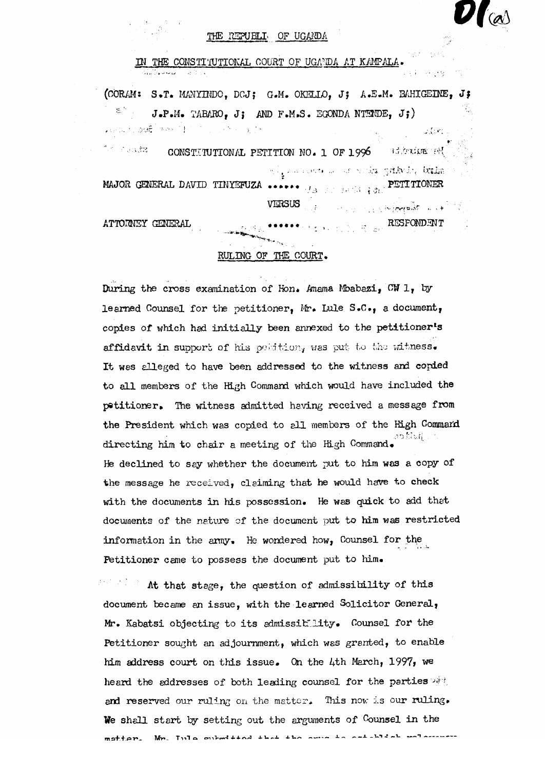THE REPUBLIC OF UGANDA

IN THE CONSTITUTIONAL COURT OF UGANDA AT KAMPALA.

(CORAM: S.T. MANYINDO, DCJ; G.M. OKELLO, J; A.E.M. BAHIGEINE, J; J.P.M. TABARO, J; AND F.M.S. EGONDA NTENDE, J;)

CONSTITUTIONAL PETITION NO. 1 OF 1996

MAJOR GENERAL DAVID TINYEFUZA ...... PETITIONER

VERSUS

ATTORNEY GENERAL ...... RESPONDENT

RULING OF THE COURT.

During the cross examination of Hon. Amama Mbabazi, CW 1, by learned Counsel for the petitioner, Mr. Lule S.C., a document, copies of which had initially been annexed to the petitioner's affidavit in support of his petition, was put to the witness. It was alleged to have been addressed to the witness and copied to all members of the High Command which would have included the petitioner. The witness admitted having received a message from the President which was copied to all members of the High Command directing him to chair a meeting of the High Command. He declined to say whether the document put to him was a copy of the message he received, claiming that he would have to check with the documents in his possession. He was quick to add that documents of the nature of the document put to him was restricted information in the army. He wondered how, Counsel for the Petitioner came to possess the document put to him.

At that stage, the question of admissibility of this document became an issue, with the learned Solicitor General, Mr. Kabatsi objecting to its admissibility. Counsel for the Petitioner sought an adjournment, which was granted, to enable him address court on this issue. On the 4th March, 1997, we heard the addresses of both leading counsel for the parties and reserved our ruling on the matter. This now is our ruling. We shall start by setting out the arguments of Counsel in the matter. Mr. Lule submitted that the onus to establish relevancy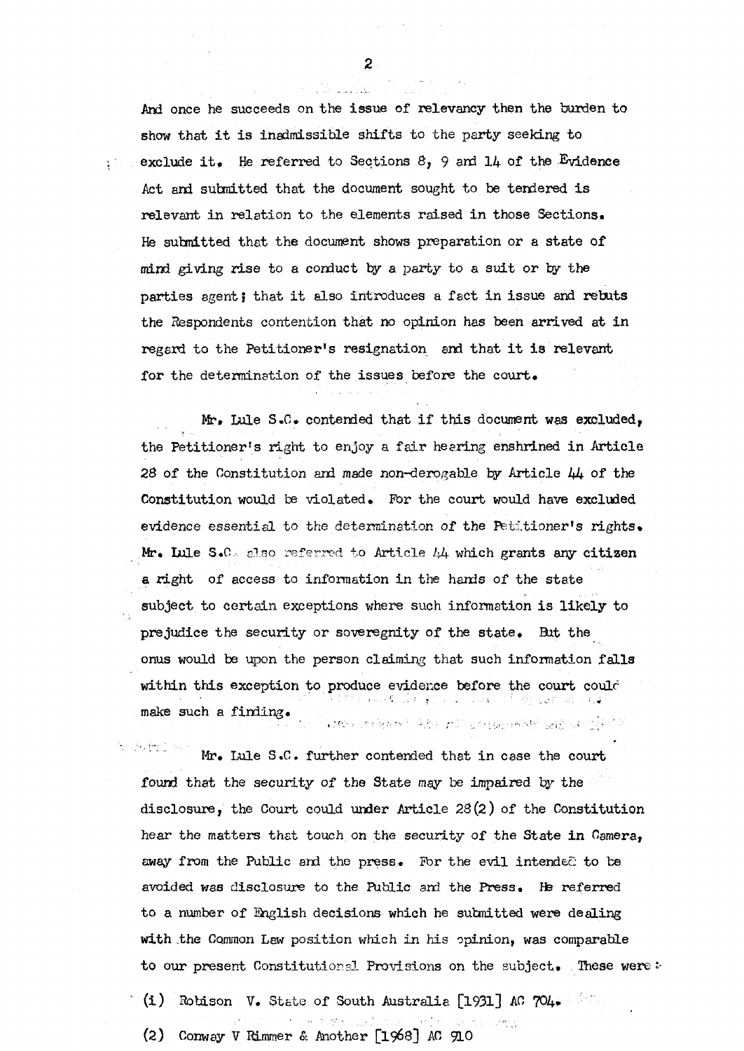And once he succeeds on the issue of relevancy then the burden to show that it is inadmissible shifts to the party seeking to exclude it. He referred to Sections 8, 9 and 14 of the Evidence Act and submitted that the document sought to be tendered is relevant in relation to the elements raised in those Sections. He submitted that the document shows preparation or a state of mind giving rise to a conduct by a party to a suit or by the parties agent; that it also introduces a fact in issue and rebuts the Respondents contention that no opinion has been arrived at in regard to the Petitioner's resignation and that it is relevant for the determination of the issues before the court.

Mr. Lule S.C. contended that if this document was excluded, the Petitioner's right to enjoy a fair hearing enshrined in Article 28 of the Constitution and made non-derogable by Article 44 of the Constitution would be violated. For the court would have excluded evidence essential to the determination of the Petitioner's rights. Mr. Lule S.C. also referred to Article 44 which grants any citizen a right of access to information in the hands of the state subject to certain exceptions where such information is likely to prejudice the security or soveregnity of the state. But the onus would be upon the person claiming that such information falls within this exception to produce evidence before the court could make such a finding.

Mr. Lule S.C. further contended that in case the court found that the security of the State may be impaired by the disclosure, the Court could under Article 28(2) of the Constitution hear the matters that touch on the security of the State in Camera, away from the Public and the press. For the evil intended to be avoided was disclosure to the Public and the Press. He referred to a number of English decisions which he submitted were dealing with the Common Law position which in his opinion, was comparable to our present Constitutional Provisions on the subject. These were:-

(1) Robison V. State of South Australia [1931] AC 704.

(2) Conway V Rimmer & Another [1968] AC 910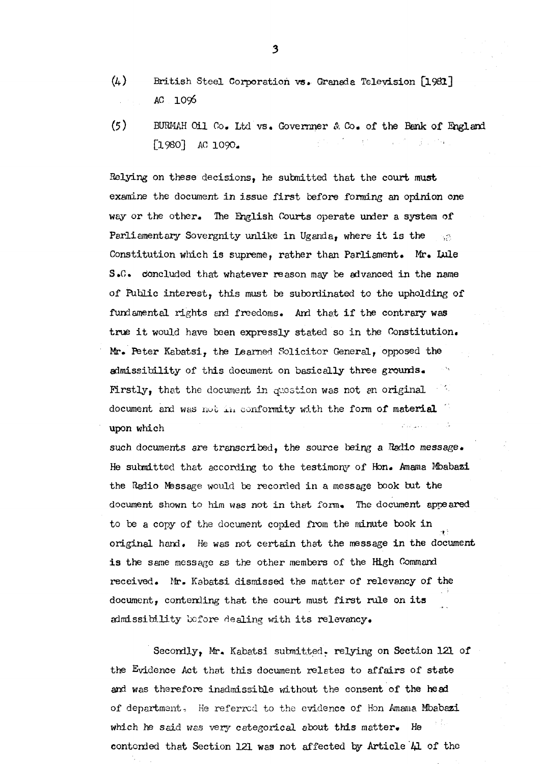(4) British Steel Corporation vs. Granada Television [1981] AC 1096

(5) BURMAH Oil Co. Ltd vs. Governner & Co. of the Bank of England [1980] AC 1090.

Relying on these decisions, he submitted that the court must examine the document in issue first before forming an opinion one way or the other. The English Courts operate under a system of Parliamentary Sovergnity unlike in Uganda, where it is the Constitution which is supreme, rather than Parliament. Mr. Lule S.C. concluded that whatever reason may be advanced in the name of Public interest, this must be subordinated to the upholding of fundamental rights and freedoms. And that if the contrary was true it would have been expressly stated so in the Constitution. Mr. Peter Kabatsi, the Learned Solicitor General, opposed the admissibility of this document on basically three grounds. Firstly, that the document in question was not an original document and was not in conformity with the form of material upon which such documents are transcribed, the source being a Radio message. He submitted that according to the testimony of Hon. Amama Mbabazi the Radio Message would be recorded in a message book but the document shown to him was not in that form. The document appeared to be a copy of the document copied from the minute book in original hand. He was not certain that the message in the document is the same message as the other members of the High Command received. Mr. Kabatsi dismissed the matter of relevancy of the document, contending that the court must first rule on its admissibility before dealing with its relevancy.

Secondly, Mr. Kabatsi submitted, relying on Section 121 of the Evidence Act that this document relates to affairs of state and was therefore inadmissible without the consent of the head of department. He referred to the evidence of Hon Amama Mbabazi which he said was very categorical about this matter. He contended that Section 121 was not affected by Article 41 of the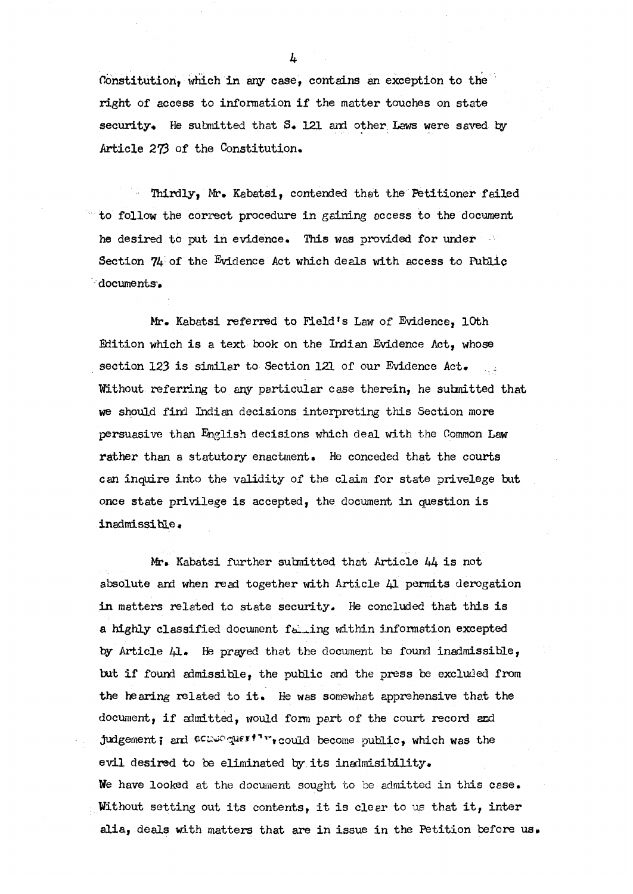Constitution, which in any case, contains an exception to the right of access to information if the matter touches on state security. He submitted that S. 121 and other Laws were saved by Article 273 of the Constitution.

Thirdly, Mr. Kabatsi, contended that the Petitioner failed to follow the correct procedure in gaining access to the document he desired to put in evidence. This was provided for under Section 74 of the Evidence Act which deals with access to Public documents.

Mr. Kabatsi referred to Field's Law of Evidence, 10th Edition which is a text book on the Indian Evidence Act, whose section 123 is similar to Section 121 of our Evidence Act. Without referring to any particular case therein, he submitted that we should find Indian decisions interpreting this Section more persuasive than English decisions which deal with the Common Law rather than a statutory enactment. He conceded that the courts can inquire into the validity of the claim for state privelege but once state privilege is accepted, the document in question is inadmissible.

Mr. Kabatsi further submitted that Article 44 is not absolute and when read together with Article 41 permits derogation in matters related to state security. He concluded that this is a highly classified document falling within information excepted by Article 41. He prayed that the document be found inadmissible, but if found admissible, the public and the press be excluded from the hearing related to it. He was somewhat apprehensive that the document, if admitted, would form part of the court record and judgement; and consequently, could become public, which was the evil desired to be eliminated by its inadmisibility.

We have looked at the document sought to be admitted in this case. Without setting out its contents, it is clear to us that it, inter alia, deals with matters that are in issue in the Petition before us.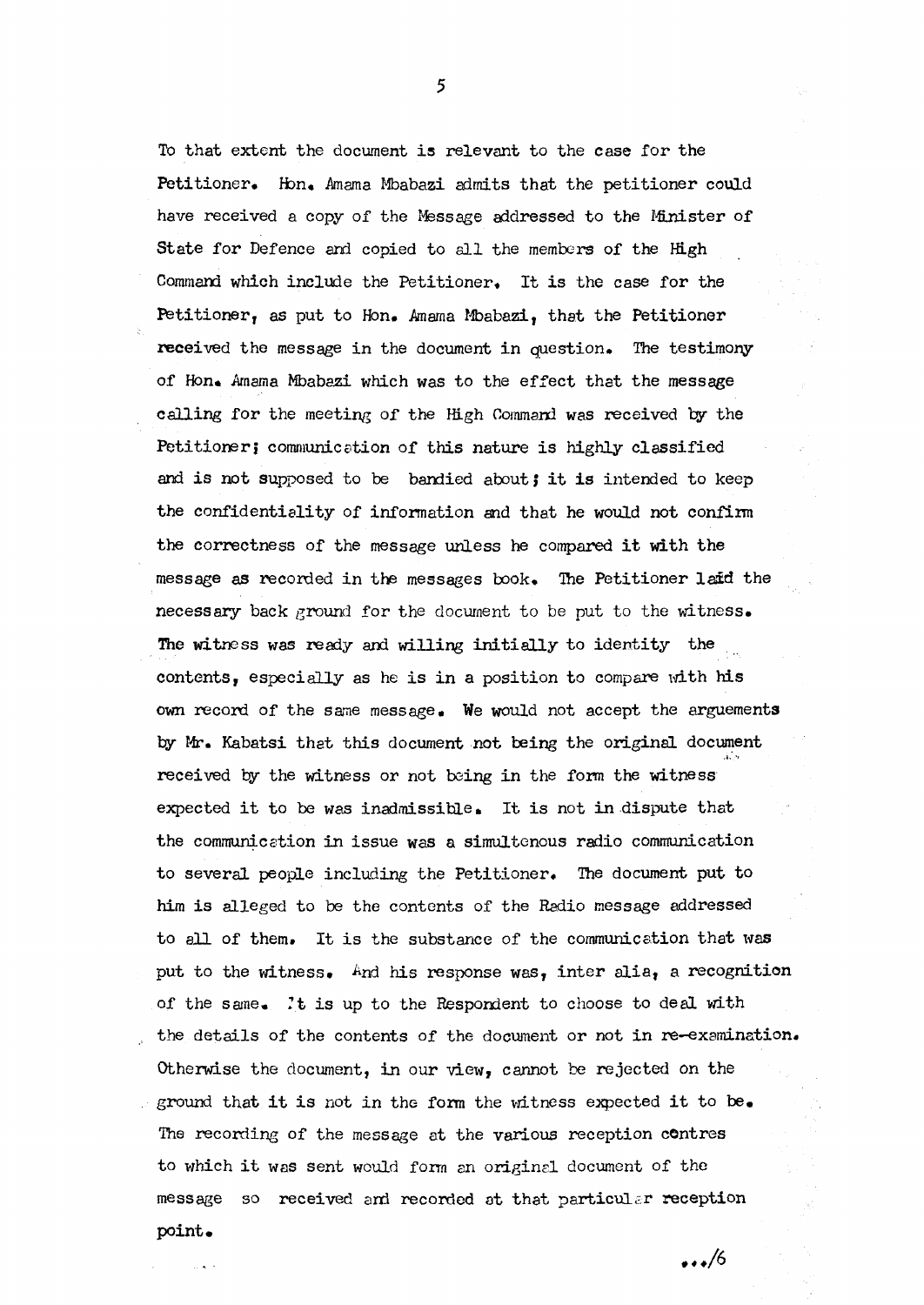To that extent the document is relevant to the case for the Petitioner. Hon. Amama Mbabazi admits that the petitioner could have received a copy of the Message addressed to the Minister of State for Defence and copied to all the members of the High Command which include the Petitioner. It is the case for the Petitioner, as put to Hon. Amama Mbabazi, that the Petitioner received the message in the document in question. The testimony of Hon. Amama Mbabazi which was to the effect that the message calling for the meeting of the High Command was received by the Petitioner; communication of this nature is highly classified and is not supposed to be bandied about; it is intended to keep the confidentiality of information and that he would not confirm the correctness of the message unless he compared it with the message as recorded in the messages book. The Petitioner laid the necessary back ground for the document to be put to the witness. The witness was ready and willing initially to identity the contents, especially as he is in a position to compare with his own record of the same message. We would not accept the arguements by Mr. Kabatsi that this document not being the original document received by the witness or not being in the form the witness expected it to be was inadmissible. It is not in dispute that the communication in issue was a simultenous radio communication to several people including the Petitioner. The document put to him is alleged to be the contents of the Radio message addressed to all of them. It is the substance of the communication that was put to the witness. And his response was, inter alia, a recognition of the same. It is up to the Respondent to choose to deal with the details of the contents of the document or not in re-examination. Otherwise the document, in our view, cannot be rejected on the ground that it is not in the form the witness expected it to be. The recording of the message at the various reception centres to which it was sent would form an original document of the message so received and recorded at that particular reception point.

.../6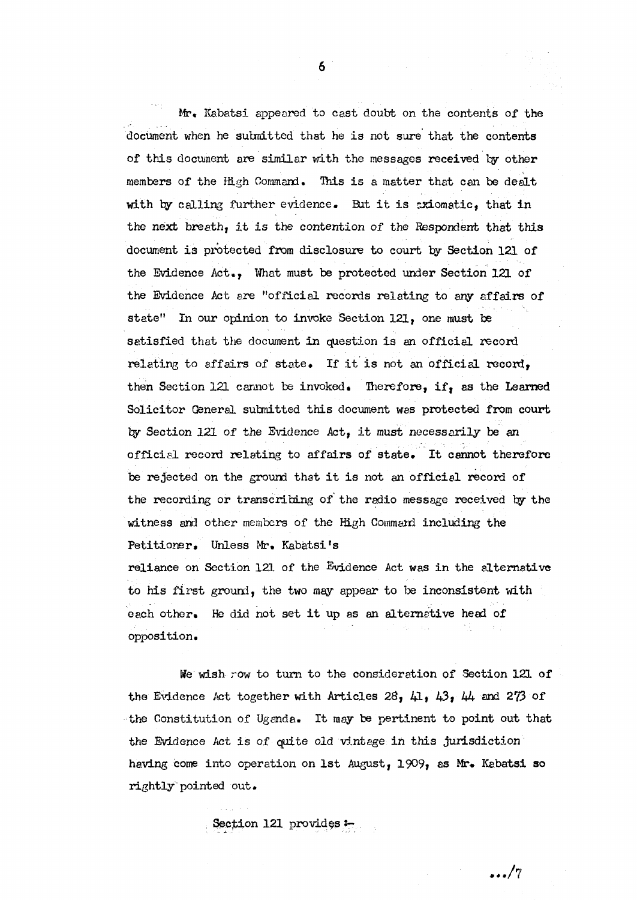Mr. Kabatsi appeared to cast doubt on the contents of the document when he submitted that he is not sure that the contents of this document are similar with the messages received by other members of the High Command. This is a matter that can be dealt with by calling further evidence. But it is axiomatic, that in the next breath, it is the contention of the Respondent that this document is protected from disclosure to court by Section 121 of the Evidence Act., What must be protected under Section 121 of the Evidence Act are "official records relating to any affairs of state" In our opinion to invoke Section 121, one must be satisfied that the document in question is an official record relating to affairs of state. If it is not an official record, then Section 121 cannot be invoked. Therefore, if, as the Learned Solicitor General submitted this document was protected from court by Section 121 of the Evidence Act, it must necessarily be an official record relating to affairs of state. It cannot therefore be rejected on the ground that it is not an official record of the recording or transcribing of the radio message received by the witness and other members of the High Command including the Petitioner. Unless Mr. Kabatsi's reliance on Section 121 of the Evidence Act was in the alternative to his first ground, the two may appear to be inconsistent with each other. He did not set it up as an alternative head of opposition.

We wish now to turn to the consideration of Section 121 of the Evidence Act together with Articles 28, 41, 43, 44 and 273 of the Constitution of Uganda. It may be pertinent to point out that the Evidence Act is of quite old vintage in this jurisdiction having come into operation on 1st August, 1909, as Mr. Kabatsi so rightly pointed out.

Section 121 provides :-

.../7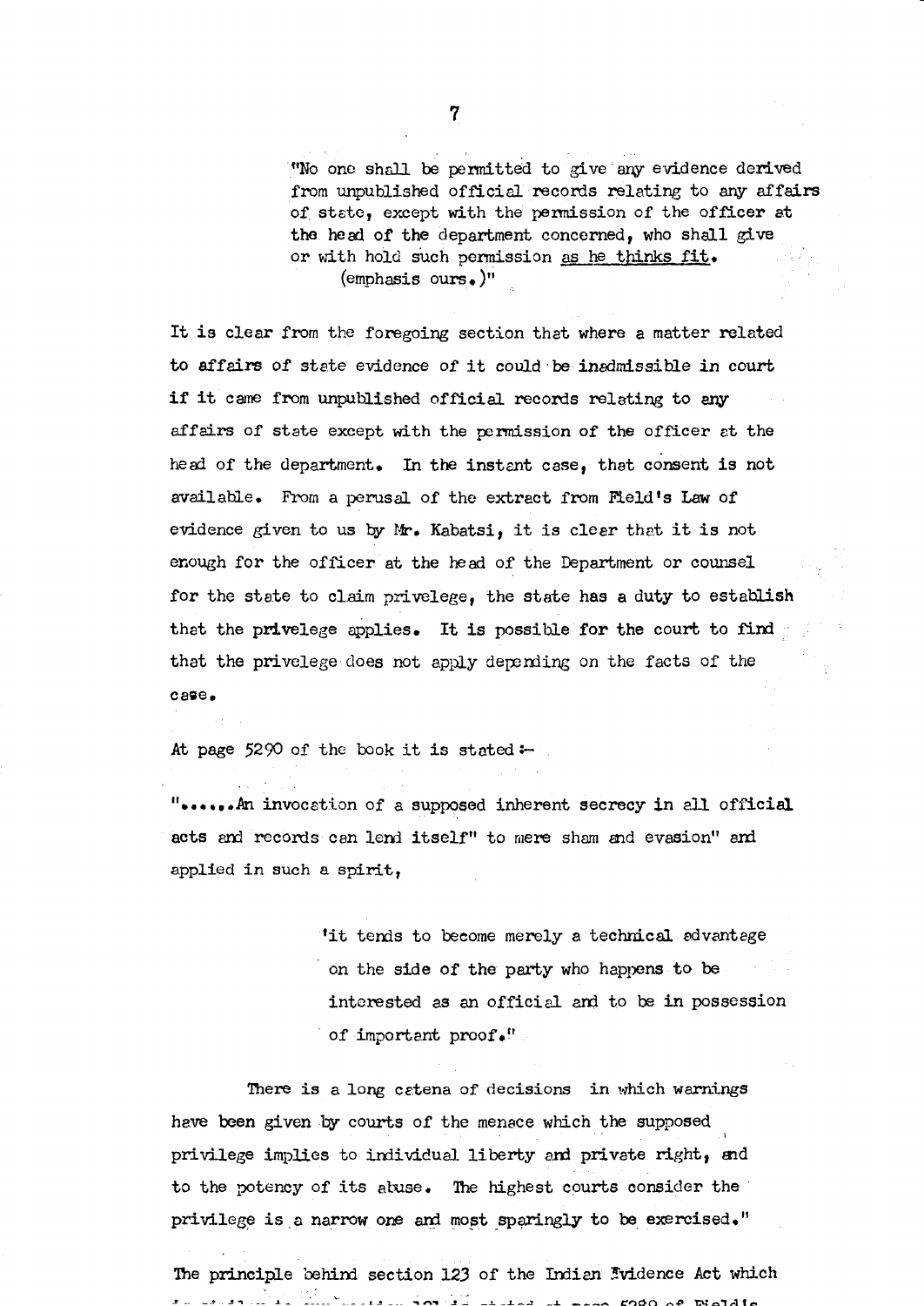"No one shall be permitted to give any evidence derived from unpublished official records relating to any affairs of state, except with the permission of the officer at the head of the department concerned, who shall give or with hold such permission <u>as he thinks fit</u>.
(emphasis ours.)"

It is clear from the foregoing section that where a matter related to affairs of state evidence of it could be inadmissible in court if it came from unpublished official records relating to any affairs of state except with the permission of the officer at the head of the department. In the instant case, that consent is not available. From a perusal of the extract from Field's Law of evidence given to us by Mr. Kabatsi, it is clear that it is not enough for the officer at the head of the Department or counsel for the state to claim privelege, the state has a duty to establish that the privelege applies. It is possible for the court to find that the privelege does not apply depending on the facts of the case.

At page 5290 of the book it is stated:-

"......An invocation of a supposed inherent secrecy in all official acts and records can lend itself" to mere sham and evasion" and applied in such a spirit,

> 'it tends to become merely a technical advantage on the side of the party who happens to be interested as an official and to be in possession of important proof."

There is a long catena of decisions in which warnings have been given by courts of the menace which the supposed privilege implies to individual liberty and private right, and to the potency of its abuse. The highest courts consider the privilege is a narrow one and most sparingly to be exercised."

The principle behind section 123 of the Indian Evidence Act which is similar to our section 121 is stated at page 5289 of Field's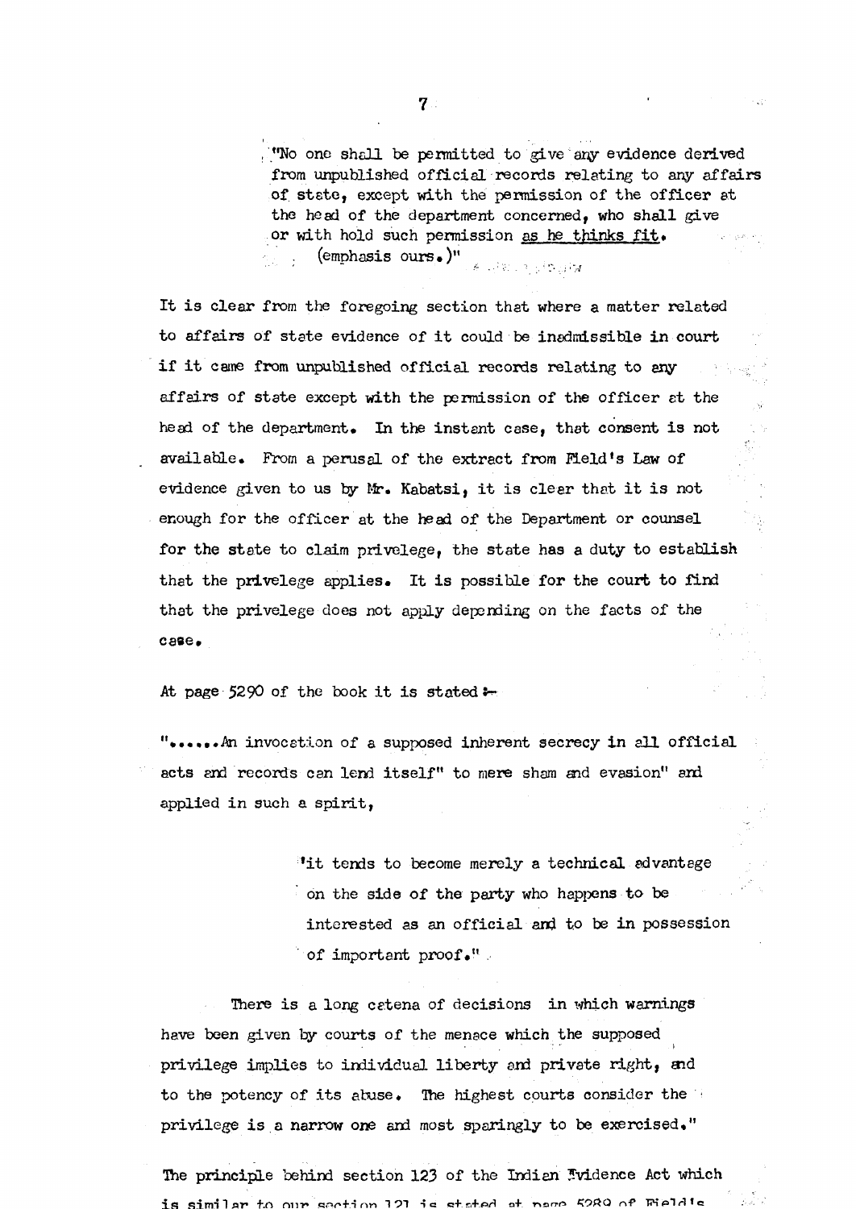"No one shall be permitted to give any evidence derived from unpublished official records relating to any affairs of state, except with the permission of the officer at the head of the department concerned, who shall give or with hold such permission as he thinks fit. (emphasis ours.)"

It is clear from the foregoing section that where a matter related to affairs of state evidence of it could be inadmissible in court if it came from unpublished official records relating to any affairs of state except with the permission of the officer at the head of the department. In the instant case, that consent is not available. From a perusal of the extract from Field's Law of evidence given to us by Mr. Kabatsi, it is clear that it is not enough for the officer at the head of the Department or counsel for the state to claim privelege, the state has a duty to establish that the privelege applies. It is possible for the court to find that the privelege does not apply depending on the facts of the case.

At page 5290 of the book it is stated :-

"......An invocation of a supposed inherent secrecy in all official acts and records can lend itself" to mere sham and evasion" and applied in such a spirit,

> 'it tends to become merely a technical advantage on the side of the party who happens to be interested as an official and to be in possession of important proof."

There is a long catena of decisions in which warnings have been given by courts of the menace which the supposed privilege implies to individual liberty and private right, and to the potency of its abuse. The highest courts consider the privilege is a narrow one and most sparingly to be exercised."

The principle behind section 123 of the Indian Evidence Act which is similar to our section 121 is stated at page 5289 of Field's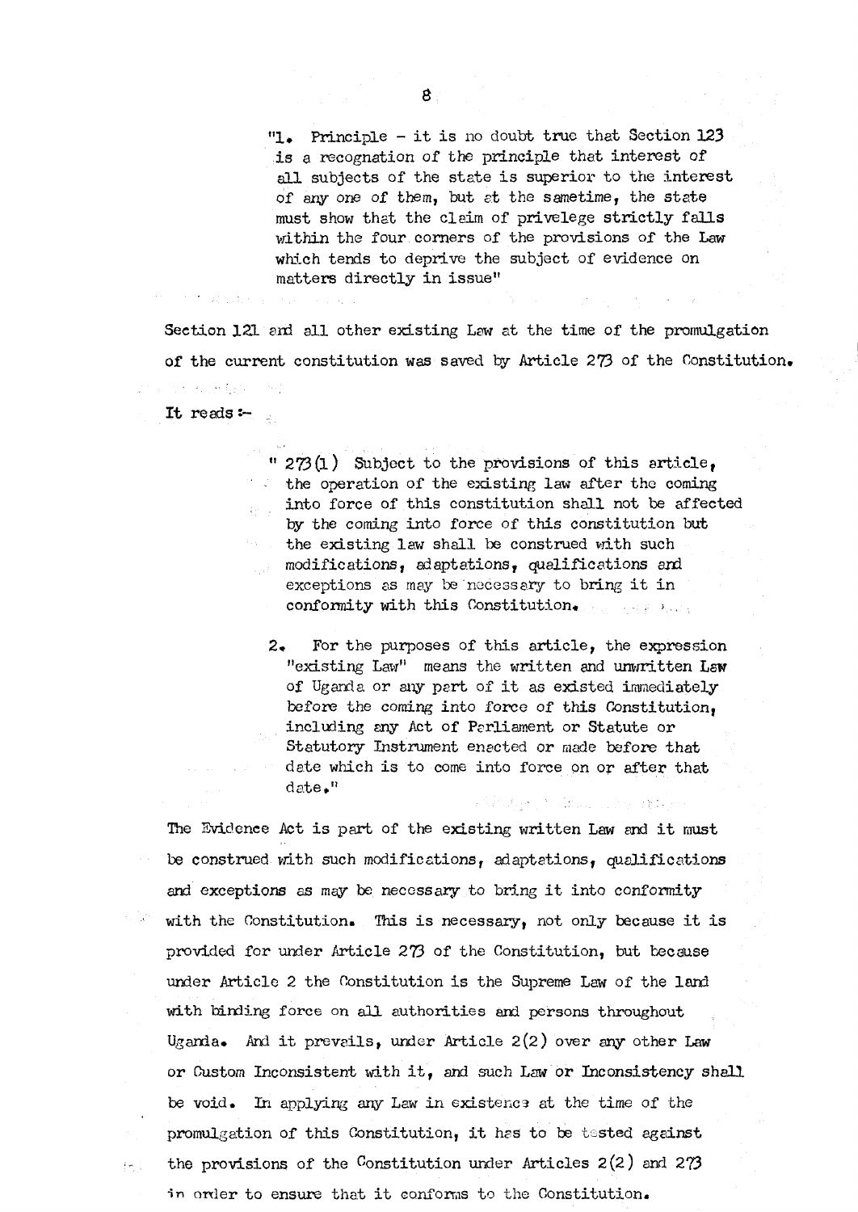> "1. Principle - it is no doubt true that Section 123 is a recognation of the principle that interest of all subjects of the state is superior to the interest of any one of them, but at the sametime, the state must show that the claim of privelege strictly falls within the four corners of the provisions of the Law which tends to deprive the subject of evidence on matters directly in issue"

Section 121 and all other existing Law at the time of the promulgation of the current constitution was saved by Article 273 of the Constitution.

It reads:-

> " 273(1) Subject to the provisions of this article, the operation of the existing law after the coming into force of this constitution shall not be affected by the coming into force of this constitution but the existing law shall be construed with such modifications, adaptations, qualifications and exceptions as may be necessary to bring it in conformity with this Constitution.
>
> 2. For the purposes of this article, the expression "existing Law" means the written and unwritten Law of Uganda or any part of it as existed immediately before the coming into force of this Constitution, including any Act of Parliament or Statute or Statutory Instrument enacted or made before that date which is to come into force on or after that date."

The Evidence Act is part of the existing written Law and it must be construed with such modifications, adaptations, qualifications and exceptions as may be necessary to bring it into conformity with the Constitution. This is necessary, not only because it is provided for under Article 273 of the Constitution, but because under Article 2 the Constitution is the Supreme Law of the land with binding force on all authorities and persons throughout Uganda. And it prevails, under Article 2(2) over any other Law or Custom Inconsistent with it, and such Law or Inconsistency shall be void. In applying any Law in existence at the time of the promulgation of this Constitution, it has to be tested against the provisions of the Constitution under Articles 2(2) and 273 in order to ensure that it conforms to the Constitution.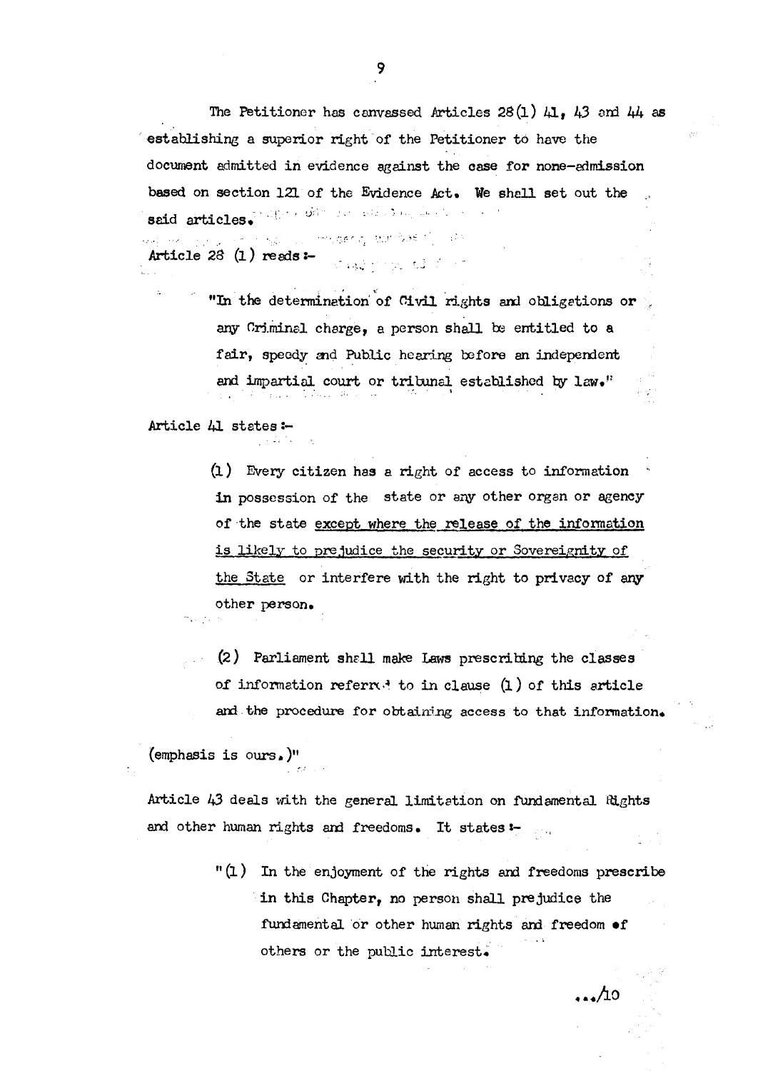The Petitioner has canvassed Articles 28(1) 41, 43 and 44 as establishing a superior right of the Petitioner to have the document admitted in evidence against the case for none-admission based on section 121 of the Evidence Act. We shall set out the said articles.

Article 28 (1) reads:-

> "In the determination of Civil rights and obligations or any Criminal charge, a person shall be entitled to a fair, speedy and Public hearing before an independent and impartial court or tribunal established by law."

Article 41 states:-

> (1) Every citizen has a right of access to information in possession of the state or any other organ or agency of the state <u>except where the release of the information is likely to prejudice the security or Sovereignty of the State</u> or interfere with the right to privacy of any other person.
>
> (2) Parliament shall make Laws prescribing the classes of information referred to in clause (1) of this article and the procedure for obtaining access to that information.

(emphasis is ours.)"

Article 43 deals with the general limitation on fundamental Rights and other human rights and freedoms. It states:-

> "(1) In the enjoyment of the rights and freedoms prescribe in this Chapter, no person shall prejudice the fundamental or other human rights and freedom of others or the public interest.

.../10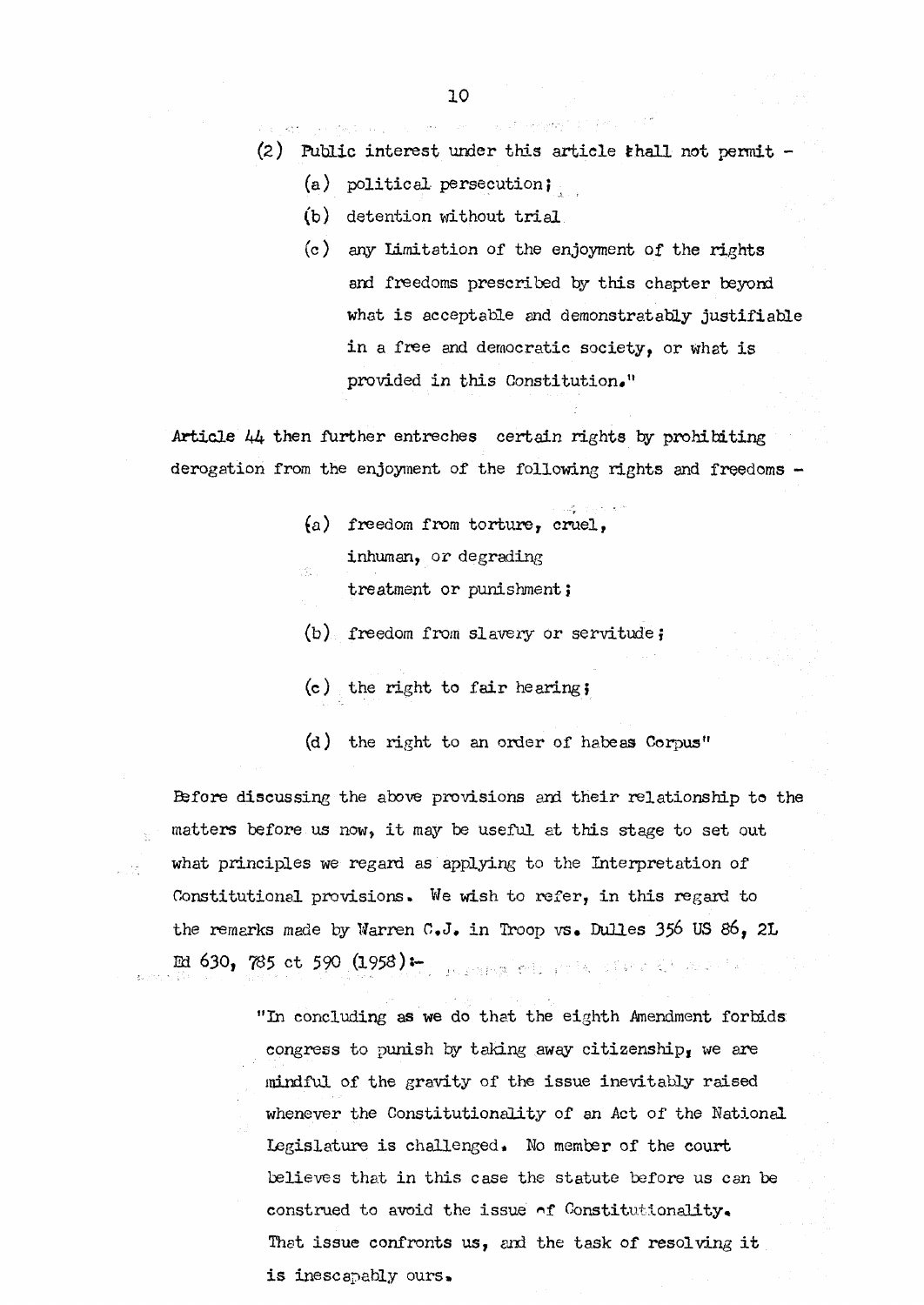(2) Public interest under this article shall not permit -

(a) political persecution;

(b) detention without trial

(c) any Limitation of the enjoyment of the rights and freedoms prescribed by this chapter beyond what is acceptable and demonstratably justifiable in a free and democratic society, or what is provided in this Constitution."

Article 44 then further entreches certain rights by prohibiting derogation from the enjoyment of the following rights and freedoms -

(a) freedom from torture, cruel, inhuman, or degrading treatment or punishment;

(b) freedom from slavery or servitude;

(c) the right to fair hearing;

(d) the right to an order of habeas Corpus"

Before discussing the above provisions and their relationship to the matters before us now, it may be useful at this stage to set out what principles we regard as applying to the Interpretation of Constitutional provisions. We wish to refer, in this regard to the remarks made by Warren C.J. in Troop vs. Dulles 356 US 86, 2L Ed 630, 785 ct 590 (1958):-

> "In concluding as we do that the eighth Amendment forbids congress to punish by taking away citizenship, we are mindful of the gravity of the issue inevitably raised whenever the Constitutionality of an Act of the National Legislature is challenged. No member of the court believes that in this case the statute before us can be construed to avoid the issue of Constitutionality. That issue confronts us, and the task of resolving it is inescapably ours.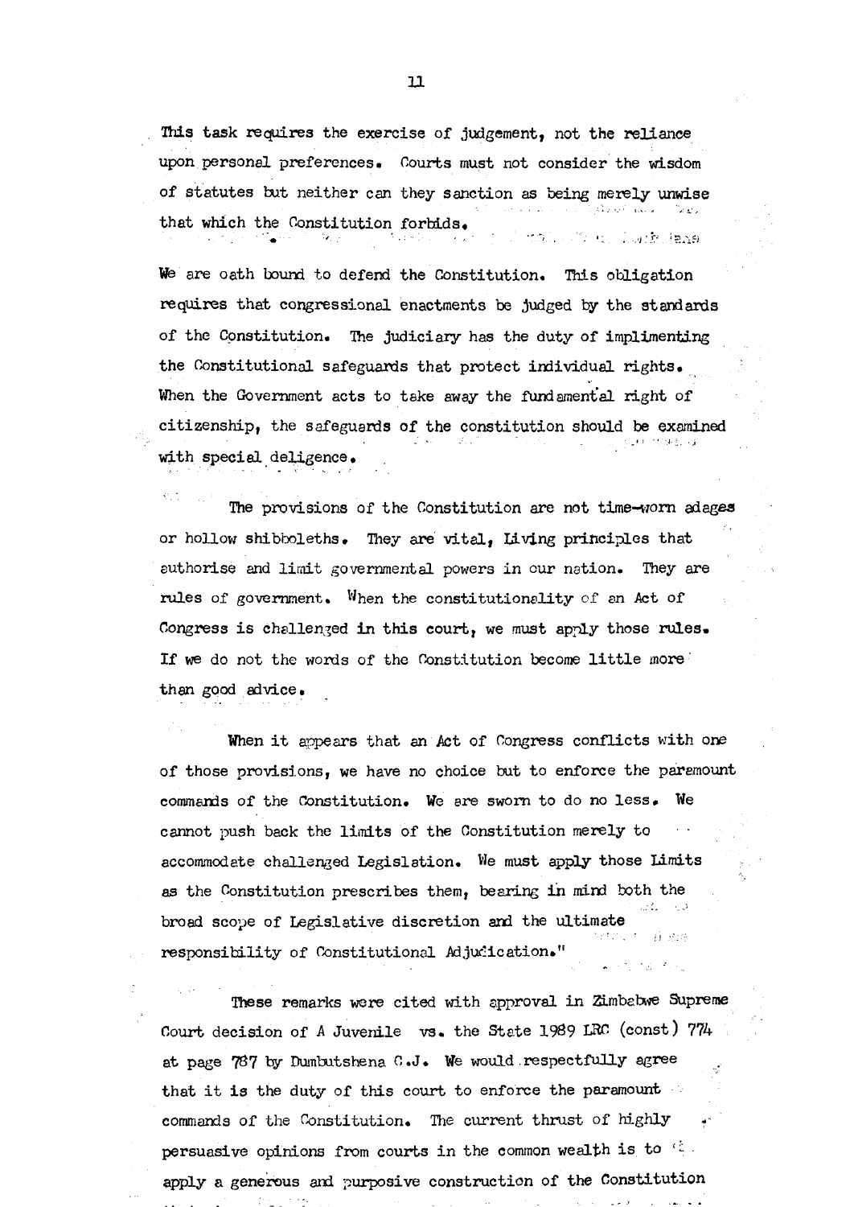This task requires the exercise of judgement, not the reliance upon personal preferences. Courts must not consider the wisdom of statutes but neither can they sanction as being merely unwise that which the Constitution forbids.

We are oath bound to defend the Constitution. This obligation requires that congressional enactments be judged by the standards of the Constitution. The judiciary has the duty of implimenting the Constitutional safeguards that protect individual rights. When the Government acts to take away the fundamental right of citizenship, the safeguards of the constitution should be examined with special deligence.

The provisions of the Constitution are not time-worn adages or hollow shibboleths. They are vital, Living principles that authorise and limit governmental powers in our nation. They are rules of government. When the constitutionality of an Act of Congress is challenged in this court, we must apply those rules. If we do not the words of the Constitution become little more than good advice.

When it appears that an Act of Congress conflicts with one of those provisions, we have no choice but to enforce the paramount commands of the Constitution. We are sworn to do no less. We cannot push back the limits of the Constitution merely to accommodate challenged Legislation. We must apply those Limits as the Constitution prescribes them, bearing in mind both the broad scope of Legislative discretion and the ultimate responsibility of Constitutional Adjudication."

These remarks were cited with approval in Zimbabwe Supreme Court decision of A Juvenile vs. the State 1989 LRC (const) 774 at page 787 by Dumbutshena C.J. We would respectfully agree that it is the duty of this court to enforce the paramount commands of the Constitution. The current thrust of highly persuasive opinions from courts in the common wealth is to apply a generous and purposive construction of the Constitution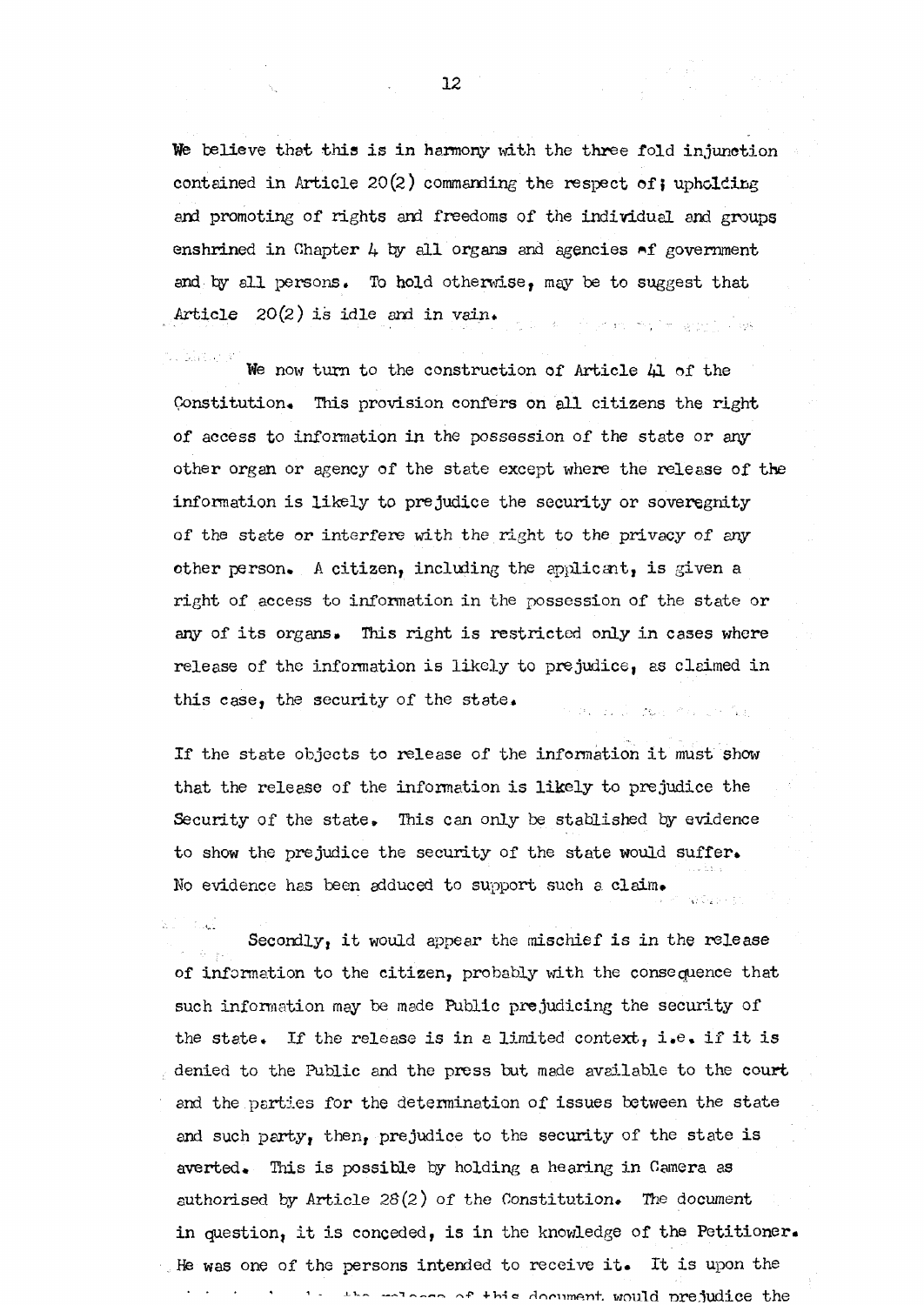We believe that this is in harmony with the three fold injunction contained in Article 20(2) commanding the respect of; upholding and promoting of rights and freedoms of the individual and groups enshrined in Chapter 4 by all organs and agencies of government and by all persons. To hold otherwise, may be to suggest that Article 20(2) is idle and in vain.

We now turn to the construction of Article 41 of the Constitution. This provision confers on all citizens the right of access to information in the possession of the state or any other organ or agency of the state except where the release of the information is likely to prejudice the security or soveregnity of the state or interfere with the right to the privacy of any other person. A citizen, including the applicant, is given a right of access to information in the possession of the state or any of its organs. This right is restricted only in cases where release of the information is likely to prejudice, as claimed in this case, the security of the state.

If the state objects to release of the information it must show that the release of the information is likely to prejudice the Security of the state. This can only be stablished by evidence to show the prejudice the security of the state would suffer. No evidence has been adduced to support such a claim.

Secondly, it would appear the mischief is in the release of information to the citizen, probably with the consequence that such information may be made Public prejudicing the security of the state. If the release is in a limited context, i.e. if it is denied to the Public and the press but made available to the court and the parties for the determination of issues between the state and such party, then, prejudice to the security of the state is averted. This is possible by holding a hearing in Camera as authorised by Article 28(2) of the Constitution. The document in question, it is conceded, is in the knowledge of the Petitioner. He was one of the persons intended to receive it. It is upon the ... the release of this document would prejudice the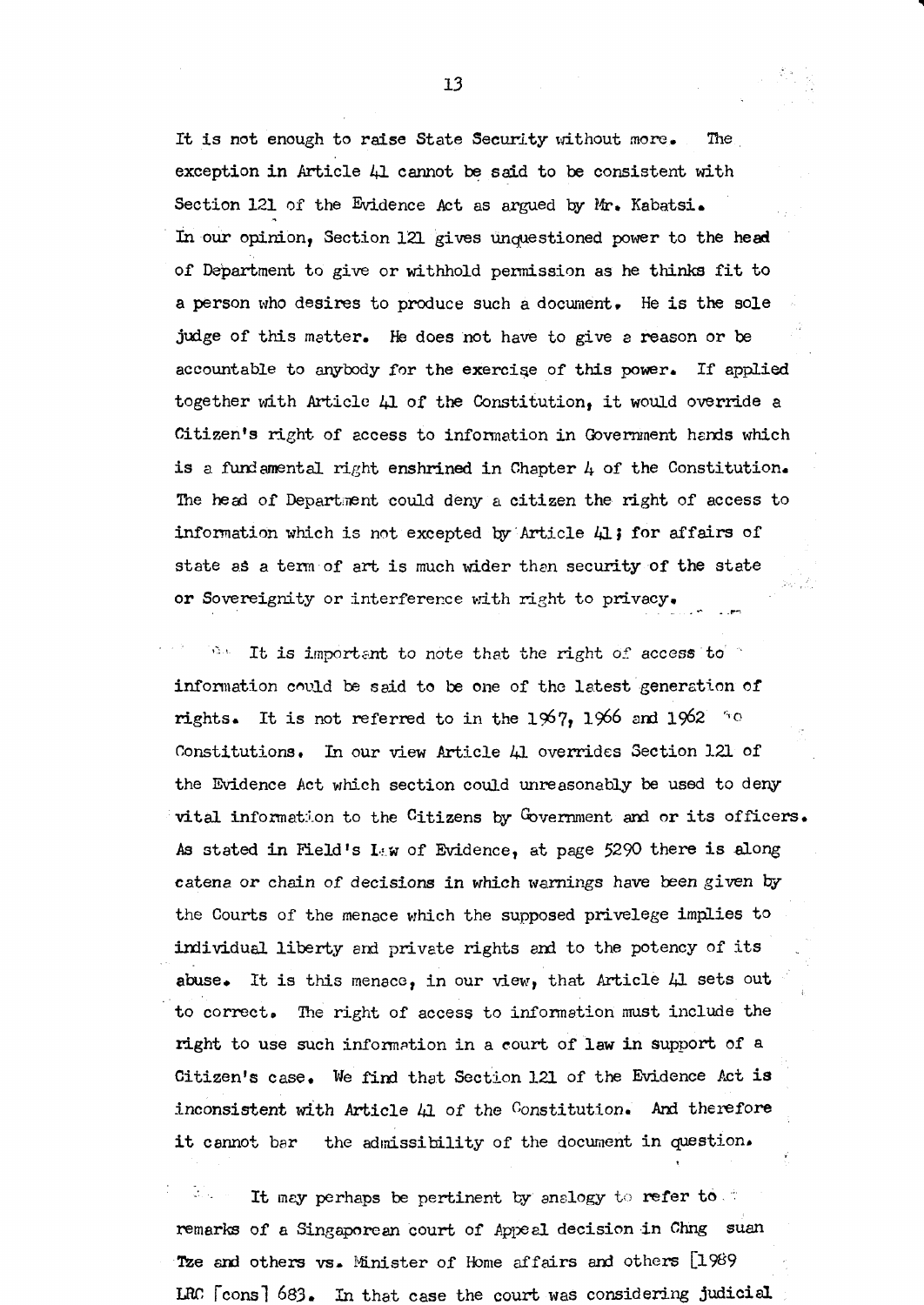It is not enough to raise State Security without more. The exception in Article 41 cannot be said to be consistent with Section 121 of the Evidence Act as argued by Mr. Kabatsi. In our opinion, Section 121 gives unquestioned power to the head of Department to give or withhold permission as he thinks fit to a person who desires to produce such a document. He is the sole judge of this matter. He does not have to give a reason or be accountable to anybody for the exercise of this power. If applied together with Article 41 of the Constitution, it would override a Citizen's right of access to information in Government hands which is a fundamental right enshrined in Chapter 4 of the Constitution. The head of Department could deny a citizen the right of access to information which is not excepted by Article 41; for affairs of state as a term of art is much wider than security of the state or Sovereignity or interference with right to privacy.

It is important to note that the right of access to information could be said to be one of the latest generation of rights. It is not referred to in the 1967, 1966 and 1962 Constitutions. In our view Article 41 overrides Section 121 of the Evidence Act which section could unreasonably be used to deny vital information to the Citizens by Government and or its officers. As stated in Field's Law of Evidence, at page 5290 there is along catena or chain of decisions in which warnings have been given by the Courts of the menace which the supposed privelege implies to individual liberty and private rights and to the potency of its abuse. It is this menace, in our view, that Article 41 sets out to correct. The right of access to information must include the right to use such information in a court of law in support of a Citizen's case. We find that Section 121 of the Evidence Act is inconsistent with Article 41 of the Constitution. And therefore it cannot bar the admissibility of the document in question.

It may perhaps be pertinent by analogy to refer to remarks of a Singaporean court of Appeal decision in Chng suan Tze and others vs. Minister of Home affairs and others [1989 LRC [cons] 683. In that case the court was considering judicial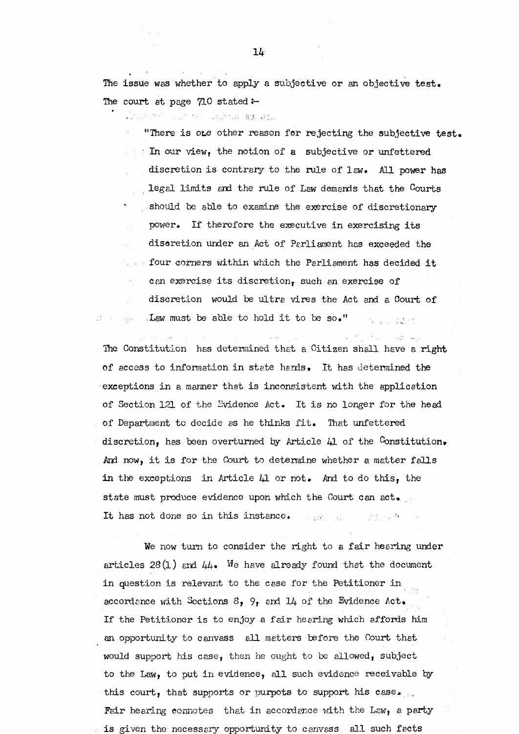The issue was whether to apply a subjective or an objective test. The court at page 710 stated :-

> "There is one other reason for rejecting the subjective test. In our view, the notion of a subjective or unfettered discretion is contrary to the rule of law. All power has legal limits and the rule of Law demands that the Courts should be able to examine the exercise of discretionary power. If therefore the executive in exercising its discretion under an Act of Parliament has exceeded the four corners within which the Parliament has decided it can exercise its discretion, such an exercise of discretion would be ultra vires the Act and a Court of Law must be able to hold it to be so."

The Constitution has determined that a Citizen shall have a right of access to information in state hands. It has determined the exceptions in a manner that is inconsistent with the application of Section 121 of the Evidence Act. It is no longer for the head of Department to decide as he thinks fit. That unfettered discretion, has been overturned by Article 41 of the Constitution. And now, it is for the Court to determine whether a matter falls in the exceptions in Article 41 or not. And to do this, the state must produce evidence upon which the Court can act. It has not done so in this instance.

We now turn to consider the right to a fair hearing under articles 28(1) and 44. We have already found that the document in question is relevant to the case for the Petitioner in accordance with Sections 8, 9, and 14 of the Evidence Act. If the Petitioner is to enjoy a fair hearing which affords him an opportunity to canvass all matters before the Court that would support his case, then he ought to be allowed, subject to the Law, to put in evidence, all such evidence receivable by this court, that supports or purpots to support his case. Fair hearing connotes that in accordance with the Law, a party is given the necessary opportunity to canvass all such facts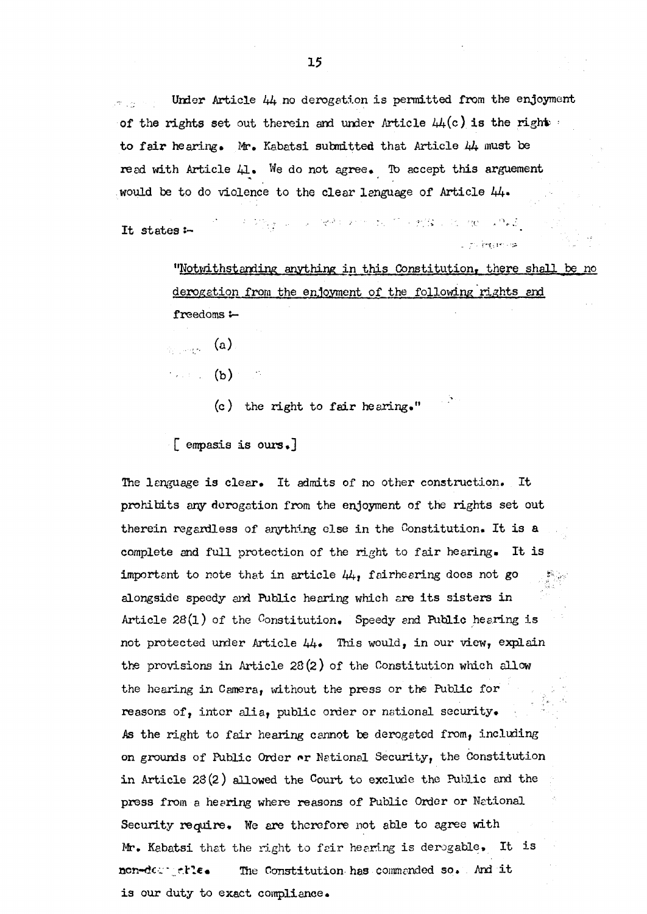Under Article 44 no derogation is permitted from the enjoyment of the rights set out therein and under Article 44(c) is the right to fair hearing. Mr. Kabatsi submitted that Article 44 must be read with Article 41. We do not agree. To accept this arguement would be to do violence to the clear language of Article 44.

It states :-

> "Notwithstanding anything in this Constitution, there shall be no derogation from the enjoyment of the following rights and freedoms :-
>
> (a)
>
> (b)
>
> (c) the right to fair hearing."

[ empasis is ours.]

The language is clear. It admits of no other construction. It prohibits any derogation from the enjoyment of the rights set out therein regardless of anything else in the Constitution. It is a complete and full protection of the right to fair hearing. It is important to note that in article 44, fairhearing does not go alongside speedy and Public hearing which are its sisters in Article 28(1) of the Constitution. Speedy and Public hearing is not protected under Article 44. This would, in our view, explain the provisions in Article 28(2) of the Constitution which allow the hearing in Camera, without the press or the Public for reasons of, inter alia, public order or national security. As the right to fair hearing cannot be derogated from, including on grounds of Public Order or National Security, the Constitution in Article 28(2) allowed the Court to exclude the Public and the press from a hearing where reasons of Public Order or National Security require. We are therefore not able to agree with Mr. Kabatsi that the right to fair hearing is derogable. It is non-derogable. The Constitution has commanded so. And it is our duty to exact compliance.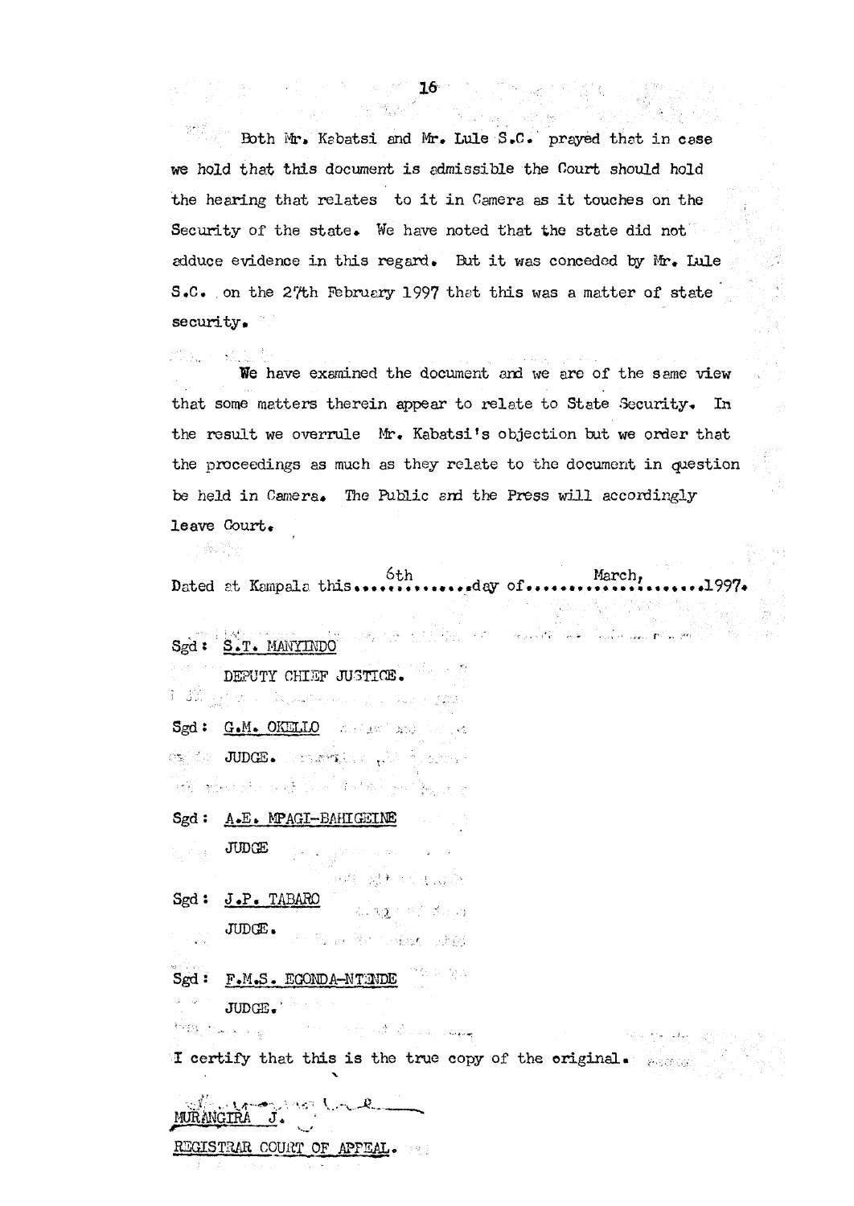Both Mr. Kabatsi and Mr. Lule S.C. prayed that in case we hold that this document is admissible the Court should hold the hearing that relates to it in Camera as it touches on the Security of the state. We have noted that the state did not adduce evidence in this regard. But it was conceded by Mr. Lule S.C. on the 27th February 1997 that this was a matter of state security.

We have examined the document and we are of the same view that some matters therein appear to relate to State Security. In the result we overrule Mr. Kabatsi's objection but we order that the proceedings as much as they relate to the document in question be held in Camera. The Public and the Press will accordingly leave Court.

Dated at Kampala this..........6th..........day of..........March,..........1997.

Sgd: S.T. MANYINDO

DEPUTY CHIEF JUSTICE.

Sgd: G.M. OKELLO

JUDGE.

Sgd: A.E. MPAGI-BAHIGEINE

JUDGE

Sgd: J.P. TABARO

JUDGE.

Sgd: F.M.S. EGONDA-NTENDE

JUDGE.

I certify that this is the true copy of the original.

MURANGIRA J.

REGISTRAR COURT OF APPEAL.